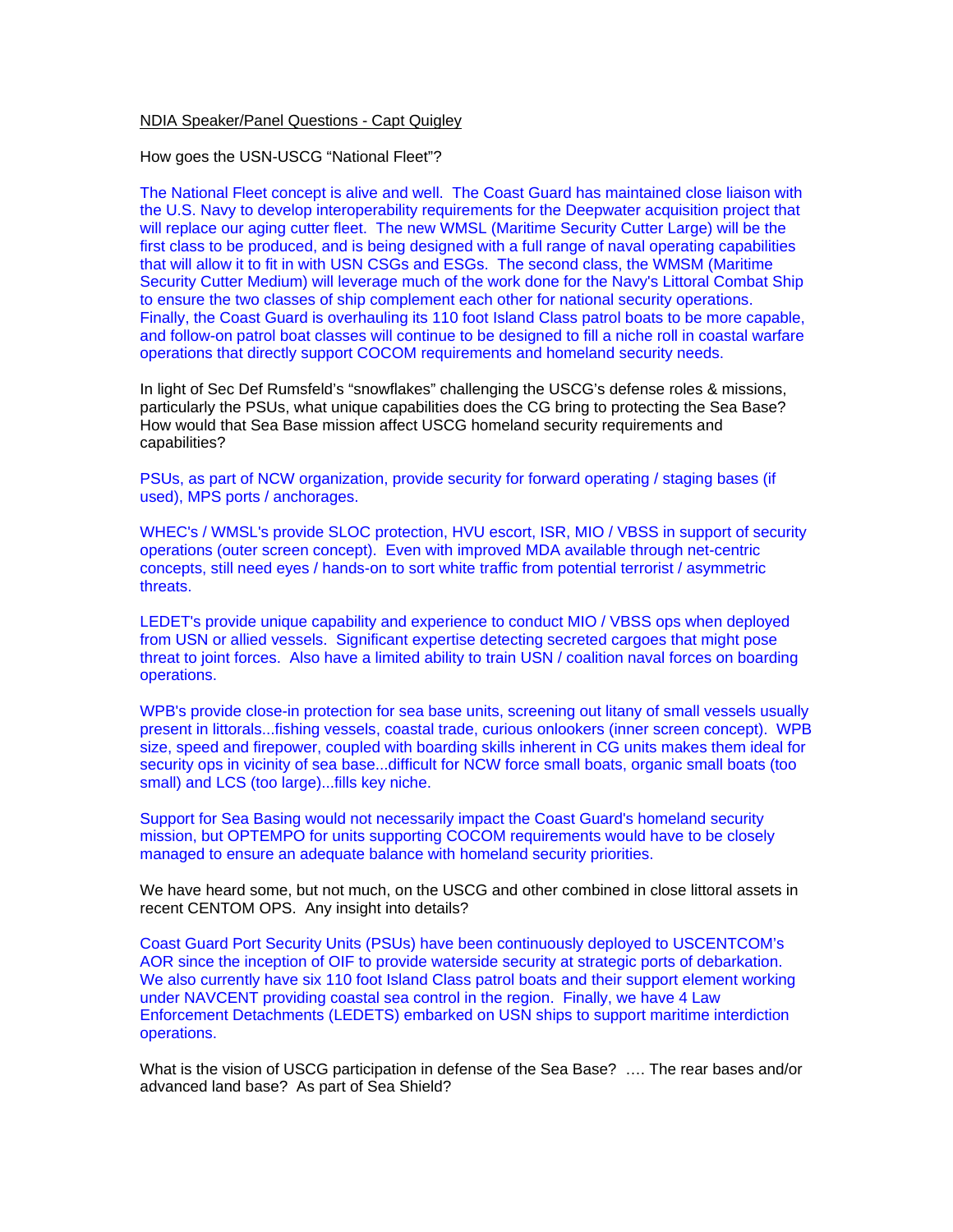NDIA Speaker/Panel Questions - Capt Quigley

How goes the USN-USCG "National Fleet"?

The National Fleet concept is alive and well. The Coast Guard has maintained close liaison with the U.S. Navy to develop interoperability requirements for the Deepwater acquisition project that will replace our aging cutter fleet. The new WMSL (Maritime Security Cutter Large) will be the first class to be produced, and is being designed with a full range of naval operating capabilities that will allow it to fit in with USN CSGs and ESGs. The second class, the WMSM (Maritime Security Cutter Medium) will leverage much of the work done for the Navy's Littoral Combat Ship to ensure the two classes of ship complement each other for national security operations. Finally, the Coast Guard is overhauling its 110 foot Island Class patrol boats to be more capable, and follow-on patrol boat classes will continue to be designed to fill a niche roll in coastal warfare operations that directly support COCOM requirements and homeland security needs.

In light of Sec Def Rumsfeld's "snowflakes" challenging the USCG's defense roles & missions, particularly the PSUs, what unique capabilities does the CG bring to protecting the Sea Base? How would that Sea Base mission affect USCG homeland security requirements and capabilities?

PSUs, as part of NCW organization, provide security for forward operating / staging bases (if used), MPS ports / anchorages.

WHEC's / WMSL's provide SLOC protection, HVU escort, ISR, MIO / VBSS in support of security operations (outer screen concept). Even with improved MDA available through net-centric concepts, still need eyes / hands-on to sort white traffic from potential terrorist / asymmetric threats.

LEDET's provide unique capability and experience to conduct MIO / VBSS ops when deployed from USN or allied vessels. Significant expertise detecting secreted cargoes that might pose threat to joint forces. Also have a limited ability to train USN / coalition naval forces on boarding operations.

WPB's provide close-in protection for sea base units, screening out litany of small vessels usually present in littorals...fishing vessels, coastal trade, curious onlookers (inner screen concept). WPB size, speed and firepower, coupled with boarding skills inherent in CG units makes them ideal for security ops in vicinity of sea base...difficult for NCW force small boats, organic small boats (too small) and LCS (too large)...fills key niche.

Support for Sea Basing would not necessarily impact the Coast Guard's homeland security mission, but OPTEMPO for units supporting COCOM requirements would have to be closely managed to ensure an adequate balance with homeland security priorities.

We have heard some, but not much, on the USCG and other combined in close littoral assets in recent CENTOM OPS. Any insight into details?

Coast Guard Port Security Units (PSUs) have been continuously deployed to USCENTCOM's AOR since the inception of OIF to provide waterside security at strategic ports of debarkation. We also currently have six 110 foot Island Class patrol boats and their support element working under NAVCENT providing coastal sea control in the region. Finally, we have 4 Law Enforcement Detachments (LEDETS) embarked on USN ships to support maritime interdiction operations.

What is the vision of USCG participation in defense of the Sea Base? …. The rear bases and/or advanced land base? As part of Sea Shield?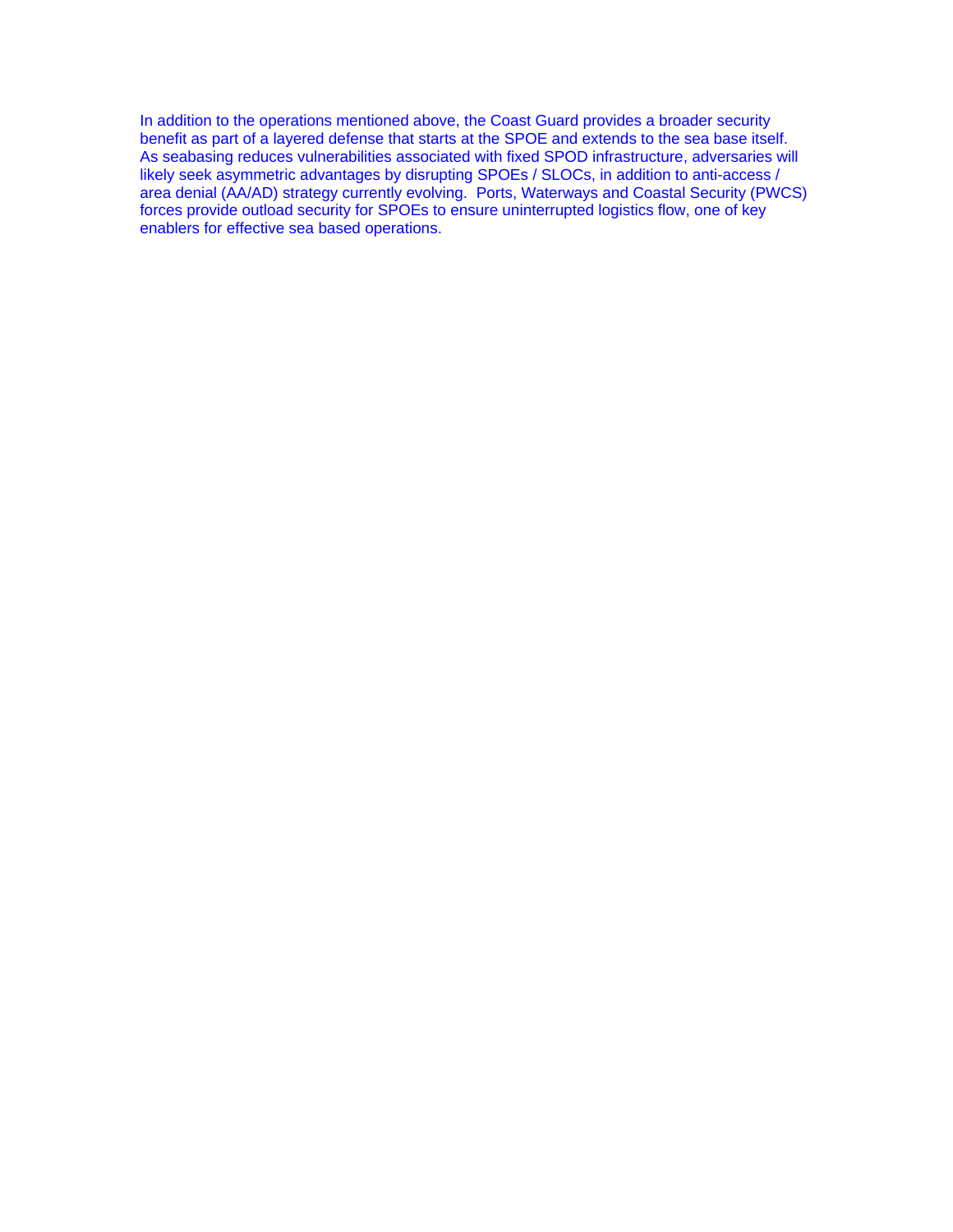In addition to the operations mentioned above, the Coast Guard provides a broader security benefit as part of a layered defense that starts at the SPOE and extends to the sea base itself. As seabasing reduces vulnerabilities associated with fixed SPOD infrastructure, adversaries will likely seek asymmetric advantages by disrupting SPOEs / SLOCs, in addition to anti-access / area denial (AA/AD) strategy currently evolving. Ports, Waterways and Coastal Security (PWCS) forces provide outload security for SPOEs to ensure uninterrupted logistics flow, one of key enablers for effective sea based operations.